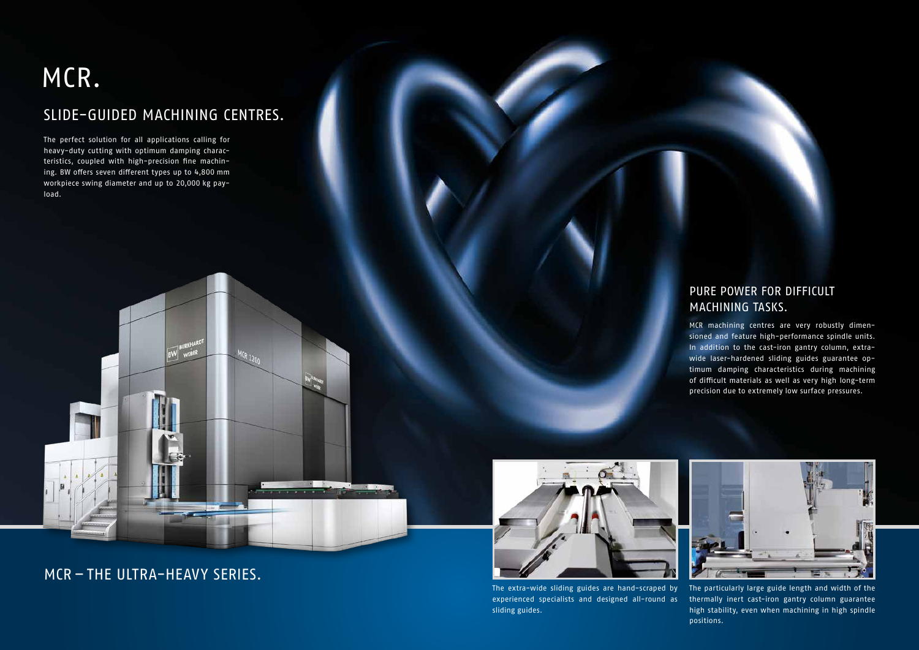# MCR.

## SLIDE-GUIDED MACHINING CENTRES.

The perfect solution for all applications calling for heavy-duty cutting with optimum damping characteristics, coupled with high-precision fine machining. BW offers seven different types up to 4,800 mm workpiece swing diameter and up to 20,000 kg payload.

## PURE POWER FOR DIFFICULT MACHINING TASKS.

MCR machining centres are very robustly dimensioned and feature high-performance spindle units. In addition to the cast-iron gantry column, extra-wide laser-hardened sliding guides guarantee optimum damping characteristics during machining of difficult materials as well as very high long-term precision due to extremely low surface pressures.

## MCR – THE ULTRA-HEAVY SERIES.

The extra-wide sliding guides are hand-scraped by experienced specialists and designed all-round as sliding guides.

The particularly large guide length and width of the thermally inert cast-iron gantry column guarantee high stability, even when machining in high spindle positions.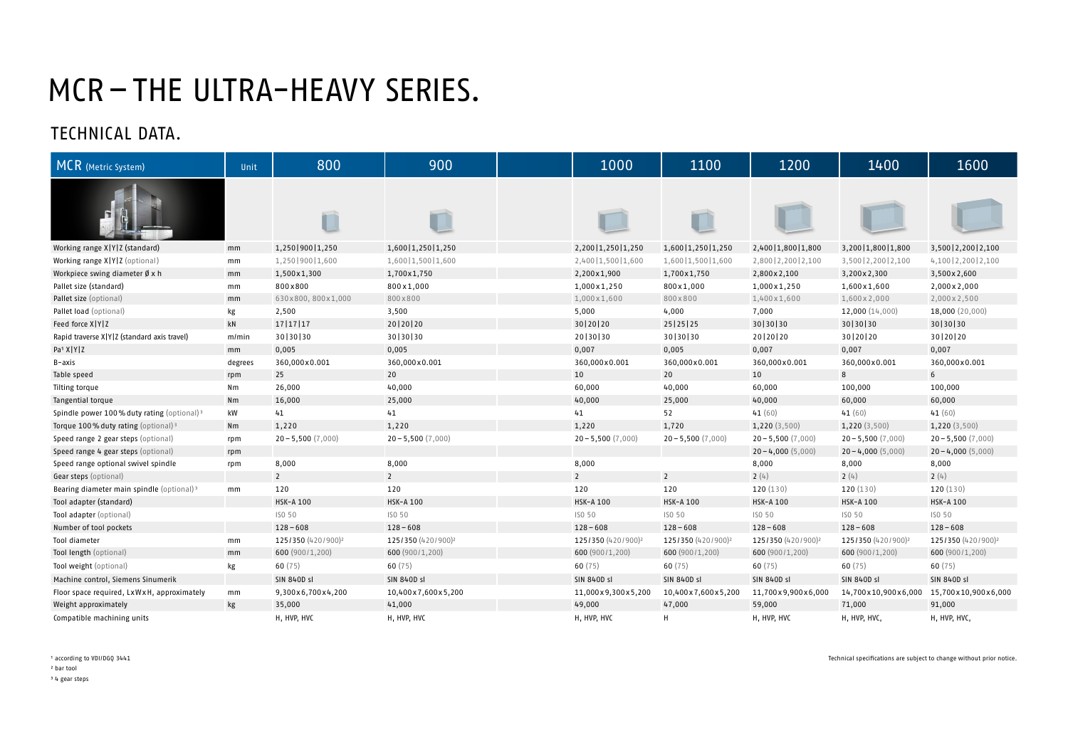# MCR – THE ULTRA-HEAVY SERIES.

## TECHNICAL DATA.

| MCR (Metric System) | Unit | 800 | 900 | 1000 | 1100 | 1200 | 1400 | 1600 |
|---|---|---|---|---|---|---|---|---|
| Working range X\|Y\|Z (standard) | mm | 1,250\|900\|1,250 | 1,600\|1,250\|1,250 | 2,200\|1,250\|1,250 | 1,600\|1,250\|1,250 | 2,400\|1,800\|1,800 | 3,200\|1,800\|1,800 | 3,500\|2,200\|2,100 |
| Working range X\|Y\|Z (optional) | mm | 1,250\|900\|1,600 | 1,600\|1,500\|1,600 | 2,400\|1,500\|1,600 | 1,600\|1,500\|1,600 | 2,800\|2,200\|2,100 | 3,500\|2,200\|2,100 | 4,100\|2,200\|2,100 |
| Workpiece swing diameter Ø x h | mm | 1,500x1,300 | 1,700x1,750 | 2,200x1,900 | 1,700x1,750 | 2,800x2,100 | 3,200x2,300 | 3,500x2,600 |
| Pallet size (standard) | mm | 800x800 | 800x1,000 | 1,000x1,250 | 800x1,000 | 1,000x1,250 | 1,600x1,600 | 2,000x2,000 |
| Pallet size (optional) | mm | 630x800, 800x1,000 | 800x800 | 1,000x1,600 | 800x800 | 1,400x1,600 | 1,600x2,000 | 2,000x2,500 |
| Pallet load (optional) | kg | 2,500 | 3,500 | 5,000 | 4,000 | 7,000 | 12,000 (14,000) | 18,000 (20,000) |
| Feed force X\|Y\|Z | kN | 17\|17\|17 | 20\|20\|20 | 30\|20\|20 | 25\|25\|25 | 30\|30\|30 | 30\|30\|30 | 30\|30\|30 |
| Rapid traverse X\|Y\|Z (standard axis travel) | m/min | 30\|30\|30 | 30\|30\|30 | 20\|30\|30 | 30\|30\|30 | 20\|20\|20 | 30\|20\|20 | 30\|20\|20 |
| Pa[1] X\|Y\|Z | mm | 0,005 | 0,005 | 0,007 | 0,005 | 0,007 | 0,007 | 0,007 |
| B-axis | degrees | 360,000x0.001 | 360,000x0.001 | 360,000x0.001 | 360,000x0.001 | 360,000x0.001 | 360,000x0.001 | 360,000x0.001 |
| Table speed | rpm | 25 | 20 | 10 | 20 | 10 | 8 | 6 |
| Tilting torque | Nm | 26,000 | 40,000 | 60,000 | 40,000 | 60,000 | 100,000 | 100,000 |
| Tangential torque | Nm | 16,000 | 25,000 | 40,000 | 25,000 | 40,000 | 60,000 | 60,000 |
| Spindle power 100% duty rating (optional)[3] | kW | 41 | 41 | 41 | 52 | 41 (60) | 41 (60) | 41 (60) |
| Torque 100% duty rating (optional)[3] | Nm | 1,220 | 1,220 | 1,220 | 1,720 | 1,220 (3,500) | 1,220 (3,500) | 1,220 (3,500) |
| Speed range 2 gear steps (optional) | rpm | 20 – 5,500 (7,000) | 20 – 5,500 (7,000) | 20 – 5,500 (7,000) | 20 – 5,500 (7,000) | 20 – 5,500 (7,000) | 20 – 5,500 (7,000) | 20 – 5,500 (7,000) |
| Speed range 4 gear steps (optional) | rpm | | | | | 20 – 4,000 (5,000) | 20 – 4,000 (5,000) | 20 – 4,000 (5,000) |
| Speed range optional swivel spindle | rpm | 8,000 | 8,000 | 8,000 | | 8,000 | 8,000 | 8,000 |
| Gear steps (optional) | | 2 | 2 | 2 | 2 | 2 (4) | 2 (4) | 2 (4) |
| Bearing diameter main spindle (optional)[3] | mm | 120 | 120 | 120 | 120 | 120 (130) | 120 (130) | 120 (130) |
| Tool adapter (standard) | | HSK-A 100 | HSK-A 100 | HSK-A 100 | HSK-A 100 | HSK-A 100 | HSK-A 100 | HSK-A 100 |
| Tool adapter (optional) | | ISO 50 | ISO 50 | ISO 50 | ISO 50 | ISO 50 | ISO 50 | ISO 50 |
| Number of tool pockets | | 128 – 608 | 128 – 608 | 128 – 608 | 128 – 608 | 128 – 608 | 128 – 608 | 128 – 608 |
| Tool diameter | mm | 125/350 (420/900)[2] | 125/350 (420/900)[2] | 125/350 (420/900)[2] | 125/350 (420/900)[2] | 125/350 (420/900)[2] | 125/350 (420/900)[2] | 125/350 (420/900)[2] |
| Tool length (optional) | mm | 600 (900/1,200) | 600 (900/1,200) | 600 (900/1,200) | 600 (900/1,200) | 600 (900/1,200) | 600 (900/1,200) | 600 (900/1,200) |
| Tool weight (optional) | kg | 60 (75) | 60 (75) | 60 (75) | 60 (75) | 60 (75) | 60 (75) | 60 (75) |
| Machine control, Siemens Sinumerik | | SIN 840D sl | SIN 840D sl | SIN 840D sl | SIN 840D sl | SIN 840D sl | SIN 840D sl | SIN 840D sl |
| Floor space required, LxWxH, approximately | mm | 9,300x6,700x4,200 | 10,400x7,600x5,200 | 11,000x9,300x5,200 | 10,400x7,600x5,200 | 11,700x9,900x6,000 | 14,700x10,900x6,000 | 15,700x10,900x6,000 |
| Weight approximately | kg | 35,000 | 41,000 | 49,000 | 47,000 | 59,000 | 71,000 | 91,000 |
| Compatible machining units | | H, HVP, HVC | H, HVP, HVC | H, HVP, HVC | H | H, HVP, HVC | H, HVP, HVC, | H, HVP, HVC, |

[1] according to VDI/DGQ 3441
[2] bar tool
[3] 4 gear steps

Technical specifications are subject to change without prior notice.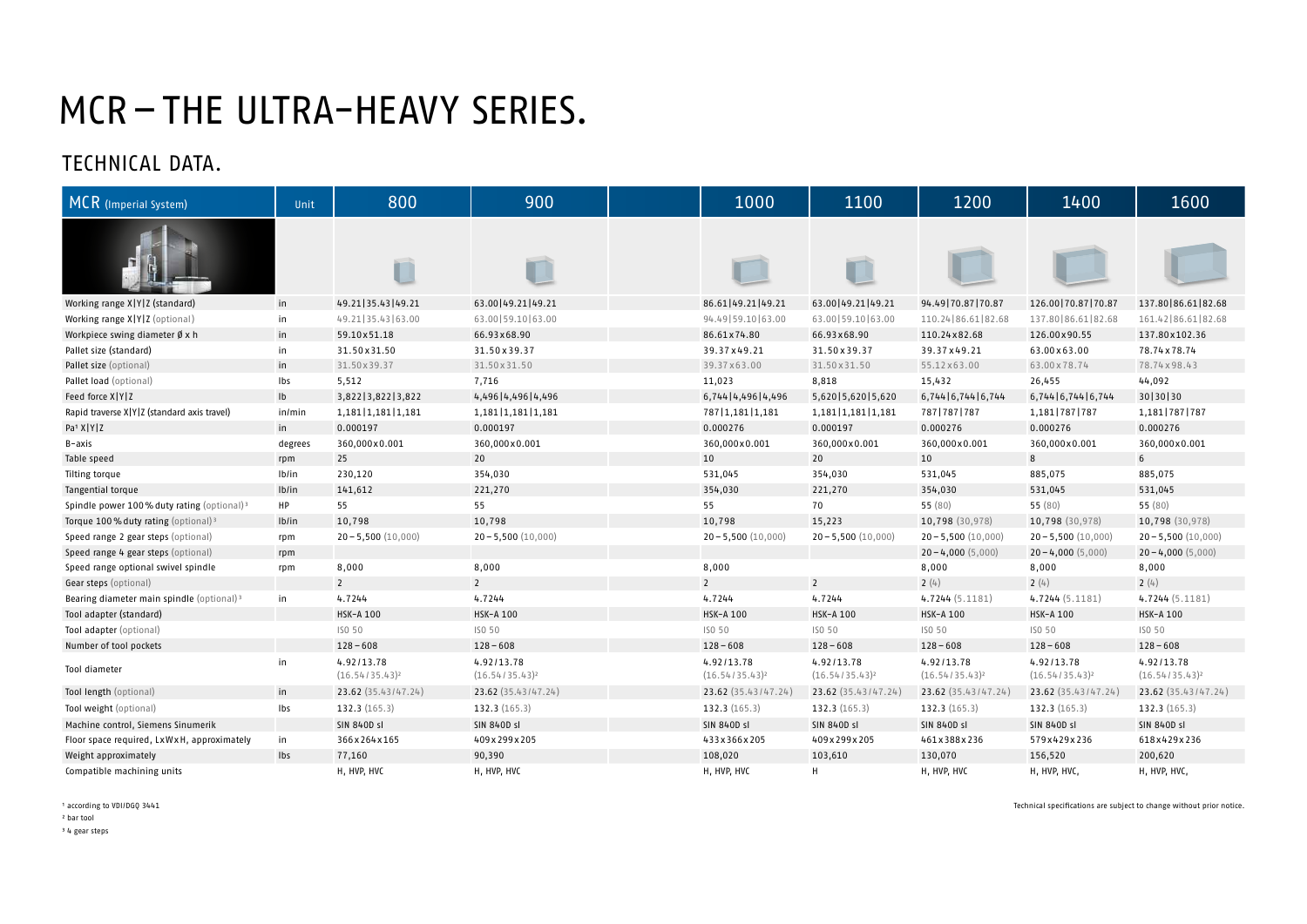# MCR – THE ULTRA-HEAVY SERIES.

## TECHNICAL DATA.

| MCR (Imperial System) | Unit | 800 | 900 | 1000 | 1100 | 1200 | 1400 | 1600 |
|---|---|---|---|---|---|---|---|---|
| Working range X\|Y\|Z (standard) | in | 49.21\|35.43\|49.21 | 63.00\|49.21\|49.21 | 86.61\|49.21\|49.21 | 63.00\|49.21\|49.21 | 94.49\|70.87\|70.87 | 126.00\|70.87\|70.87 | 137.80\|86.61\|82.68 |
| Working range X\|Y\|Z (optional) | in | 49.21\|35.43\|63.00 | 63.00\|59.10\|63.00 | 94.49\|59.10\|63.00 | 63.00\|59.10\|63.00 | 110.24\|86.61\|82.68 | 137.80\|86.61\|82.68 | 161.42\|86.61\|82.68 |
| Workpiece swing diameter Ø x h | in | 59.10x51.18 | 66.93x68.90 | 86.61x74.80 | 66.93x68.90 | 110.24x82.68 | 126.00x90.55 | 137.80x102.36 |
| Pallet size (standard) | in | 31.50x31.50 | 31.50x39.37 | 39.37x49.21 | 31.50x39.37 | 39.37x49.21 | 63.00x63.00 | 78.74x78.74 |
| Pallet size (optional) | in | 31.50x39.37 | 31.50x31.50 | 39.37x63.00 | 31.50x31.50 | 55.12x63.00 | 63.00x78.74 | 78.74x98.43 |
| Pallet load (optional) | lbs | 5,512 | 7,716 | 11,023 | 8,818 | 15,432 | 26,455 | 44,092 |
| Feed force X\|Y\|Z | lb | 3,822\|3,822\|3,822 | 4,496\|4,496\|4,496 | 6,744\|4,496\|4,496 | 5,620\|5,620\|5,620 | 6,744\|6,744\|6,744 | 6,744\|6,744\|6,744 | 30\|30\|30 |
| Rapid traverse X\|Y\|Z (standard axis travel) | in/min | 1,181\|1,181\|1,181 | 1,181\|1,181\|1,181 | 787\|1,181\|1,181 | 1,181\|1,181\|1,181 | 787\|787\|787 | 1,181\|787\|787 | 1,181\|787\|787 |
| Pa[1] X\|Y\|Z | in | 0.000197 | 0.000197 | 0.000276 | 0.000197 | 0.000276 | 0.000276 | 0.000276 |
| B-axis | degrees | 360,000x0.001 | 360,000x0.001 | 360,000x0.001 | 360,000x0.001 | 360,000x0.001 | 360,000x0.001 | 360,000x0.001 |
| Table speed | rpm | 25 | 20 | 10 | 20 | 10 | 8 | 6 |
| Tilting torque | lb/in | 230,120 | 354,030 | 531,045 | 354,030 | 531,045 | 885,075 | 885,075 |
| Tangential torque | lb/in | 141,612 | 221,270 | 354,030 | 221,270 | 354,030 | 531,045 | 531,045 |
| Spindle power 100 % duty rating (optional)[3] | HP | 55 | 55 | 55 | 70 | 55 (80) | 55 (80) | 55 (80) |
| Torque 100 % duty rating (optional)[3] | lb/in | 10,798 | 10,798 | 10,798 | 15,223 | 10,798 (30,978) | 10,798 (30,978) | 10,798 (30,978) |
| Speed range 2 gear steps (optional) | rpm | 20 – 5,500 (10,000) | 20 – 5,500 (10,000) | 20 – 5,500 (10,000) | 20 – 5,500 (10,000) | 20 – 5,500 (10,000) | 20 – 5,500 (10,000) | 20 – 5,500 (10,000) |
| Speed range 4 gear steps (optional) | rpm | | | | | 20 – 4,000 (5,000) | 20 – 4,000 (5,000) | 20 – 4,000 (5,000) |
| Speed range optional swivel spindle | rpm | 8,000 | 8,000 | 8,000 | | 8,000 | 8,000 | 8,000 |
| Gear steps (optional) | | 2 | 2 | 2 | 2 | 2 (4) | 2 (4) | 2 (4) |
| Bearing diameter main spindle (optional)[3] | in | 4.7244 | 4.7244 | 4.7244 | 4.7244 | 4.7244 (5.1181) | 4.7244 (5.1181) | 4.7244 (5.1181) |
| Tool adapter (standard) | | HSK-A 100 | HSK-A 100 | HSK-A 100 | HSK-A 100 | HSK-A 100 | HSK-A 100 | HSK-A 100 |
| Tool adapter (optional) | | ISO 50 | ISO 50 | ISO 50 | ISO 50 | ISO 50 | ISO 50 | ISO 50 |
| Number of tool pockets | | 128 – 608 | 128 – 608 | 128 – 608 | 128 – 608 | 128 – 608 | 128 – 608 | 128 – 608 |
| Tool diameter | in | 4.92 / 13.78 (16.54 / 35.43)[2] | 4.92 / 13.78 (16.54 / 35.43)[2] | 4.92 / 13.78 (16.54 / 35.43)[2] | 4.92 / 13.78 (16.54 / 35.43)[2] | 4.92 / 13.78 (16.54 / 35.43)[2] | 4.92 / 13.78 (16.54 / 35.43)[2] | 4.92 / 13.78 (16.54 / 35.43)[2] |
| Tool length (optional) | in | 23.62 (35.43 / 47.24) | 23.62 (35.43 / 47.24) | 23.62 (35.43 / 47.24) | 23.62 (35.43 / 47.24) | 23.62 (35.43 / 47.24) | 23.62 (35.43 / 47.24) | 23.62 (35.43 / 47.24) |
| Tool weight (optional) | lbs | 132.3 (165.3) | 132.3 (165.3) | 132.3 (165.3) | 132.3 (165.3) | 132.3 (165.3) | 132.3 (165.3) | 132.3 (165.3) |
| Machine control, Siemens Sinumerik | | SIN 840D sl | SIN 840D sl | SIN 840D sl | SIN 840D sl | SIN 840D sl | SIN 840D sl | SIN 840D sl |
| Floor space required, LxWxH, approximately | in | 366x264x165 | 409x299x205 | 433x366x205 | 409x299x205 | 461x388x236 | 579x429x236 | 618x429x236 |
| Weight approximately | lbs | 77,160 | 90,390 | 108,020 | 103,610 | 130,070 | 156,520 | 200,620 |
| Compatible machining units | | H, HVP, HVC | H, HVP, HVC | H, HVP, HVC | H | H, HVP, HVC | H, HVP, HVC, | H, HVP, HVC, |

[1] according to VDI/DGQ 3441
[2] bar tool
[3] 4 gear steps

Technical specifications are subject to change without prior notice.